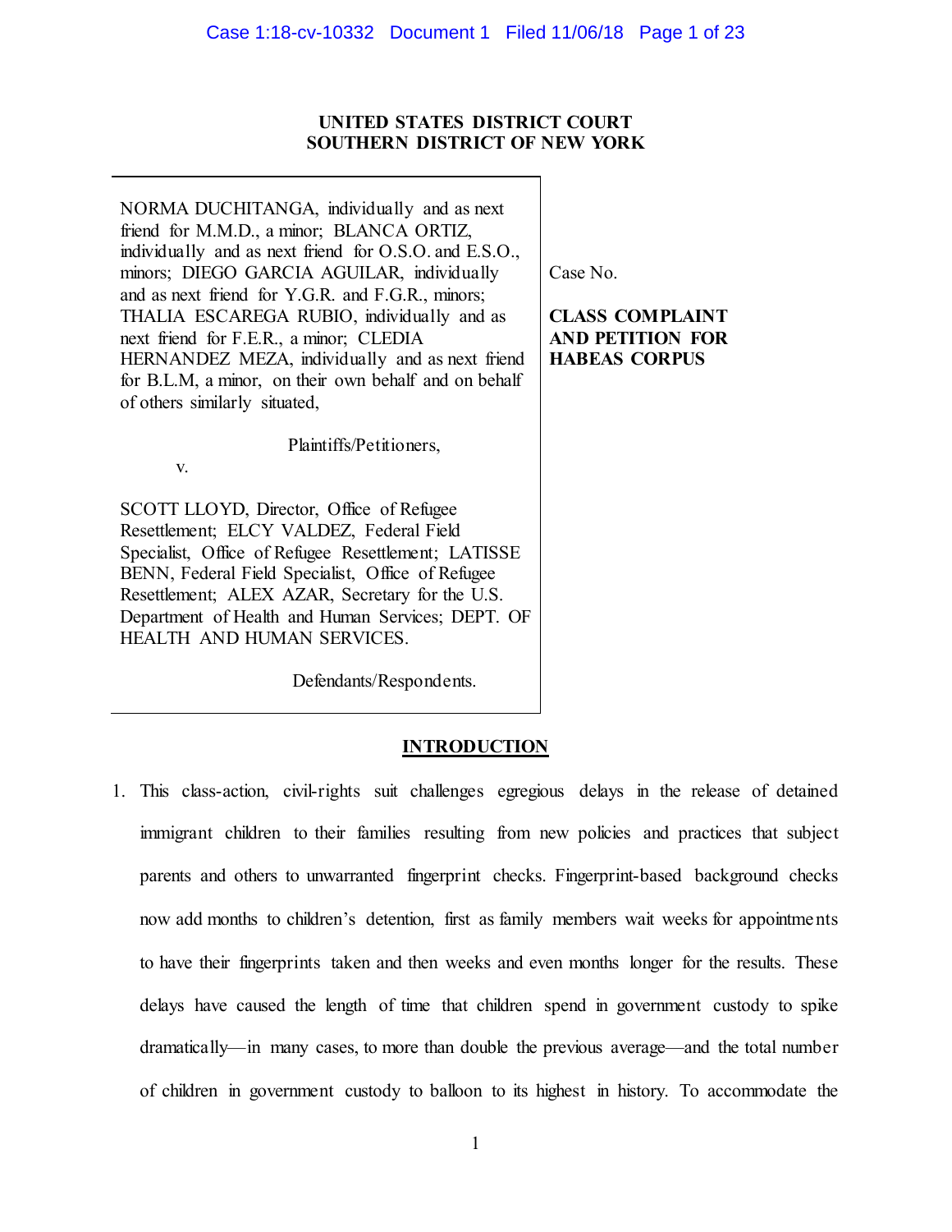**UNITED STATES DISTRICT COURT**
**SOUTHERN DISTRICT OF NEW YORK**

| | |
|---|---|
| NORMA DUCHITANGA, individually and as next friend for M.M.D., a minor; BLANCA ORTIZ, individually and as next friend for O.S.O. and E.S.O., minors; DIEGO GARCIA AGUILAR, individually and as next friend for Y.G.R. and F.G.R., minors; THALIA ESCAREGA RUBIO, individually and as next friend for F.E.R., a minor; CLEDIA HERNANDEZ MEZA, individually and as next friend for B.L.M, a minor, on their own behalf and on behalf of others similarly situated,<br><br>Plaintiffs/Petitioners,<br><br>v.<br><br>SCOTT LLOYD, Director, Office of Refugee Resettlement; ELCY VALDEZ, Federal Field Specialist, Office of Refugee Resettlement; LATISSE BENN, Federal Field Specialist, Office of Refugee Resettlement; ALEX AZAR, Secretary for the U.S. Department of Health and Human Services; DEPT. OF HEALTH AND HUMAN SERVICES.<br><br>Defendants/Respondents. | Case No.<br><br>**CLASS COMPLAINT AND PETITION FOR HABEAS CORPUS** |

## INTRODUCTION

1. This class-action, civil-rights suit challenges egregious delays in the release of detained immigrant children to their families resulting from new policies and practices that subject parents and others to unwarranted fingerprint checks. Fingerprint-based background checks now add months to children's detention, first as family members wait weeks for appointments to have their fingerprints taken and then weeks and even months longer for the results. These delays have caused the length of time that children spend in government custody to spike dramatically—in many cases, to more than double the previous average—and the total number of children in government custody to balloon to its highest in history. To accommodate the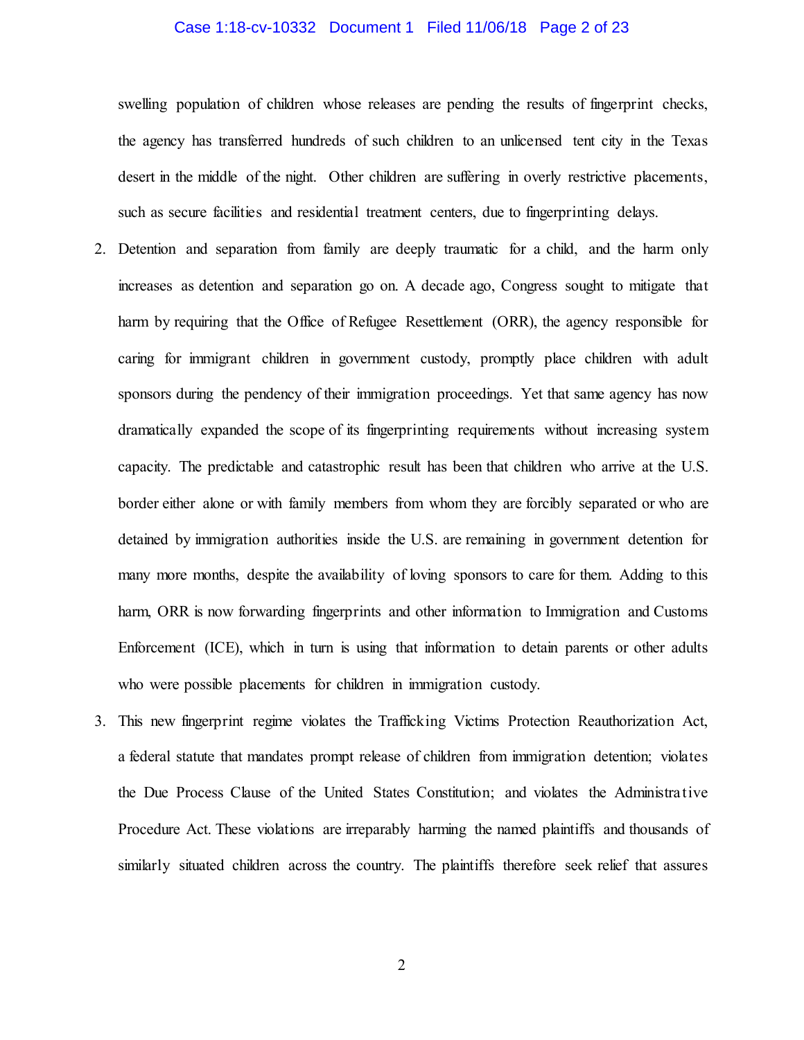swelling population of children whose releases are pending the results of fingerprint checks, the agency has transferred hundreds of such children to an unlicensed tent city in the Texas desert in the middle of the night. Other children are suffering in overly restrictive placements, such as secure facilities and residential treatment centers, due to fingerprinting delays.

2. Detention and separation from family are deeply traumatic for a child, and the harm only increases as detention and separation go on. A decade ago, Congress sought to mitigate that harm by requiring that the Office of Refugee Resettlement (ORR), the agency responsible for caring for immigrant children in government custody, promptly place children with adult sponsors during the pendency of their immigration proceedings. Yet that same agency has now dramatically expanded the scope of its fingerprinting requirements without increasing system capacity. The predictable and catastrophic result has been that children who arrive at the U.S. border either alone or with family members from whom they are forcibly separated or who are detained by immigration authorities inside the U.S. are remaining in government detention for many more months, despite the availability of loving sponsors to care for them. Adding to this harm, ORR is now forwarding fingerprints and other information to Immigration and Customs Enforcement (ICE), which in turn is using that information to detain parents or other adults who were possible placements for children in immigration custody.

3. This new fingerprint regime violates the Trafficking Victims Protection Reauthorization Act, a federal statute that mandates prompt release of children from immigration detention; violates the Due Process Clause of the United States Constitution; and violates the Administrative Procedure Act. These violations are irreparably harming the named plaintiffs and thousands of similarly situated children across the country. The plaintiffs therefore seek relief that assures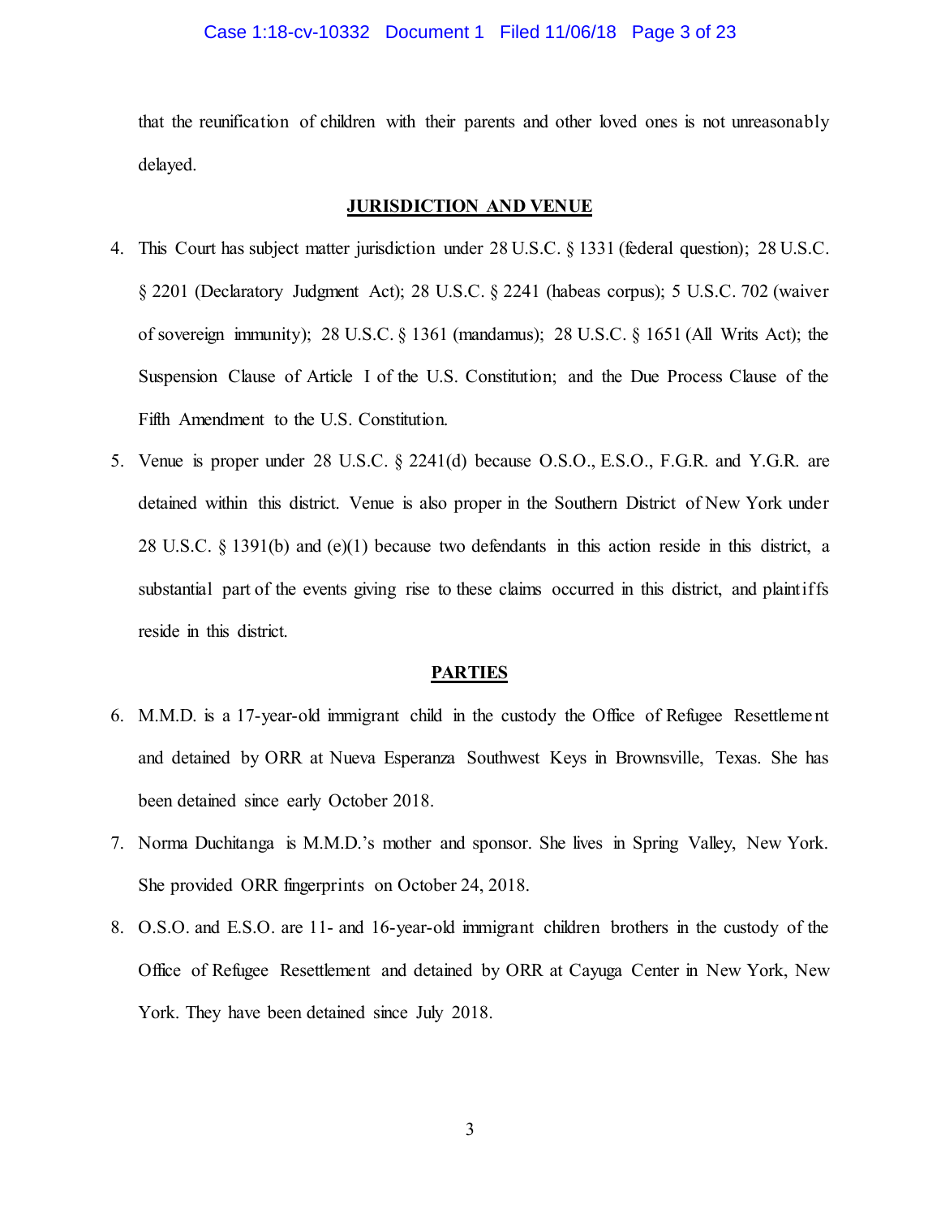that the reunification of children with their parents and other loved ones is not unreasonably delayed.

## JURISDICTION AND VENUE

4. This Court has subject matter jurisdiction under 28 U.S.C. § 1331 (federal question); 28 U.S.C. § 2201 (Declaratory Judgment Act); 28 U.S.C. § 2241 (habeas corpus); 5 U.S.C. 702 (waiver of sovereign immunity); 28 U.S.C. § 1361 (mandamus); 28 U.S.C. § 1651 (All Writs Act); the Suspension Clause of Article I of the U.S. Constitution; and the Due Process Clause of the Fifth Amendment to the U.S. Constitution.

5. Venue is proper under 28 U.S.C. § 2241(d) because O.S.O., E.S.O., F.G.R. and Y.G.R. are detained within this district. Venue is also proper in the Southern District of New York under 28 U.S.C. § 1391(b) and (e)(1) because two defendants in this action reside in this district, a substantial part of the events giving rise to these claims occurred in this district, and plaintiffs reside in this district.

## PARTIES

6. M.M.D. is a 17-year-old immigrant child in the custody the Office of Refugee Resettlement and detained by ORR at Nueva Esperanza Southwest Keys in Brownsville, Texas. She has been detained since early October 2018.

7. Norma Duchitanga is M.M.D.'s mother and sponsor. She lives in Spring Valley, New York. She provided ORR fingerprints on October 24, 2018.

8. O.S.O. and E.S.O. are 11- and 16-year-old immigrant children brothers in the custody of the Office of Refugee Resettlement and detained by ORR at Cayuga Center in New York, New York. They have been detained since July 2018.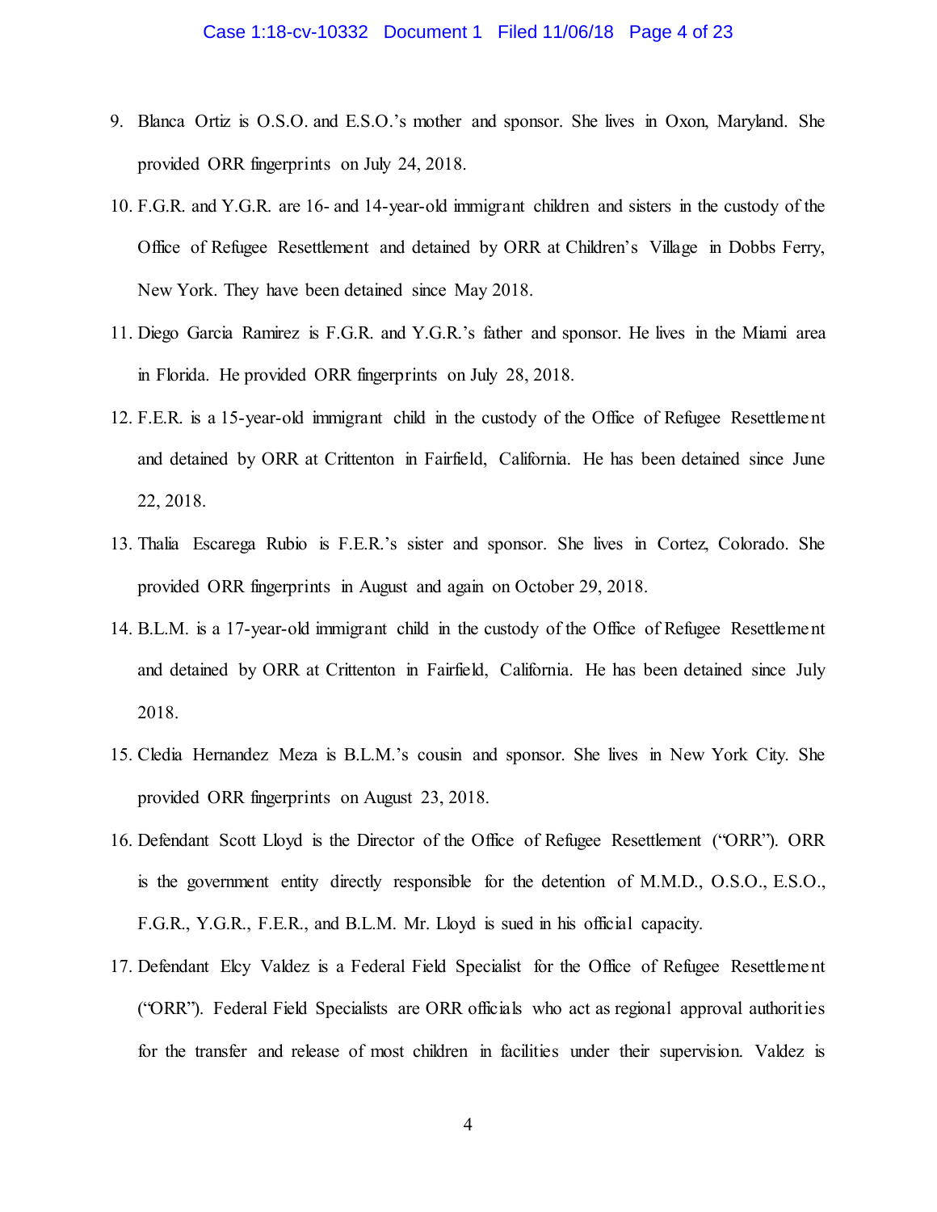9. Blanca Ortiz is O.S.O. and E.S.O.'s mother and sponsor. She lives in Oxon, Maryland. She provided ORR fingerprints on July 24, 2018.

10. F.G.R. and Y.G.R. are 16- and 14-year-old immigrant children and sisters in the custody of the Office of Refugee Resettlement and detained by ORR at Children's Village in Dobbs Ferry, New York. They have been detained since May 2018.

11. Diego Garcia Ramirez is F.G.R. and Y.G.R.'s father and sponsor. He lives in the Miami area in Florida. He provided ORR fingerprints on July 28, 2018.

12. F.E.R. is a 15-year-old immigrant child in the custody of the Office of Refugee Resettlement and detained by ORR at Crittenton in Fairfield, California. He has been detained since June 22, 2018.

13. Thalia Escarega Rubio is F.E.R.'s sister and sponsor. She lives in Cortez, Colorado. She provided ORR fingerprints in August and again on October 29, 2018.

14. B.L.M. is a 17-year-old immigrant child in the custody of the Office of Refugee Resettlement and detained by ORR at Crittenton in Fairfield, California. He has been detained since July 2018.

15. Cledia Hernandez Meza is B.L.M.'s cousin and sponsor. She lives in New York City. She provided ORR fingerprints on August 23, 2018.

16. Defendant Scott Lloyd is the Director of the Office of Refugee Resettlement ("ORR"). ORR is the government entity directly responsible for the detention of M.M.D., O.S.O., E.S.O., F.G.R., Y.G.R., F.E.R., and B.L.M. Mr. Lloyd is sued in his official capacity.

17. Defendant Elcy Valdez is a Federal Field Specialist for the Office of Refugee Resettlement ("ORR"). Federal Field Specialists are ORR officials who act as regional approval authorities for the transfer and release of most children in facilities under their supervision. Valdez is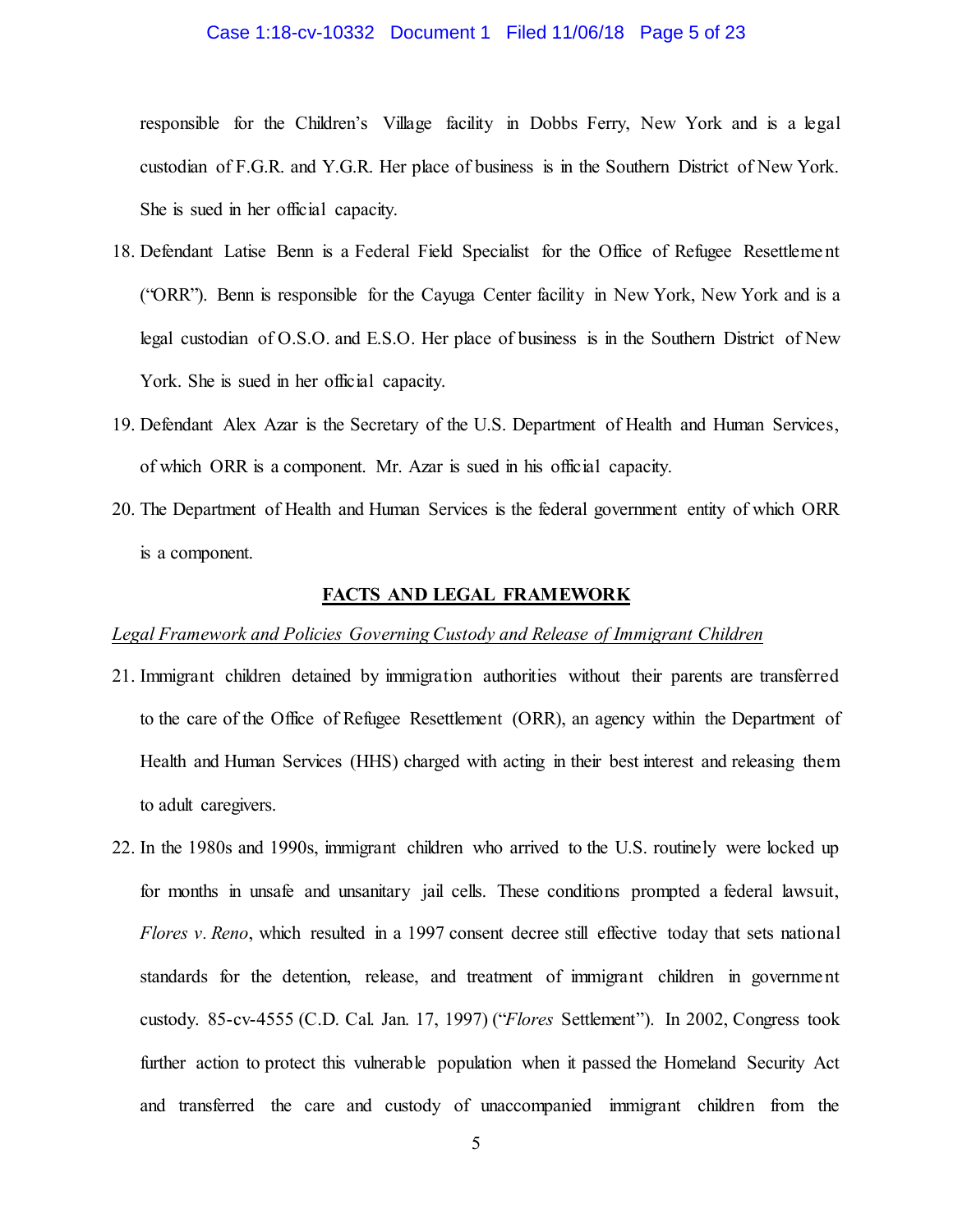responsible for the Children's Village facility in Dobbs Ferry, New York and is a legal custodian of F.G.R. and Y.G.R. Her place of business is in the Southern District of New York. She is sued in her official capacity.

18. Defendant Latise Benn is a Federal Field Specialist for the Office of Refugee Resettlement ("ORR"). Benn is responsible for the Cayuga Center facility in New York, New York and is a legal custodian of O.S.O. and E.S.O. Her place of business is in the Southern District of New York. She is sued in her official capacity.

19. Defendant Alex Azar is the Secretary of the U.S. Department of Health and Human Services, of which ORR is a component. Mr. Azar is sued in his official capacity.

20. The Department of Health and Human Services is the federal government entity of which ORR is a component.

## FACTS AND LEGAL FRAMEWORK

*Legal Framework and Policies Governing Custody and Release of Immigrant Children*

21. Immigrant children detained by immigration authorities without their parents are transferred to the care of the Office of Refugee Resettlement (ORR), an agency within the Department of Health and Human Services (HHS) charged with acting in their best interest and releasing them to adult caregivers.

22. In the 1980s and 1990s, immigrant children who arrived to the U.S. routinely were locked up for months in unsafe and unsanitary jail cells. These conditions prompted a federal lawsuit, *Flores v. Reno*, which resulted in a 1997 consent decree still effective today that sets national standards for the detention, release, and treatment of immigrant children in government custody. 85-cv-4555 (C.D. Cal. Jan. 17, 1997) ("*Flores* Settlement"). In 2002, Congress took further action to protect this vulnerable population when it passed the Homeland Security Act and transferred the care and custody of unaccompanied immigrant children from the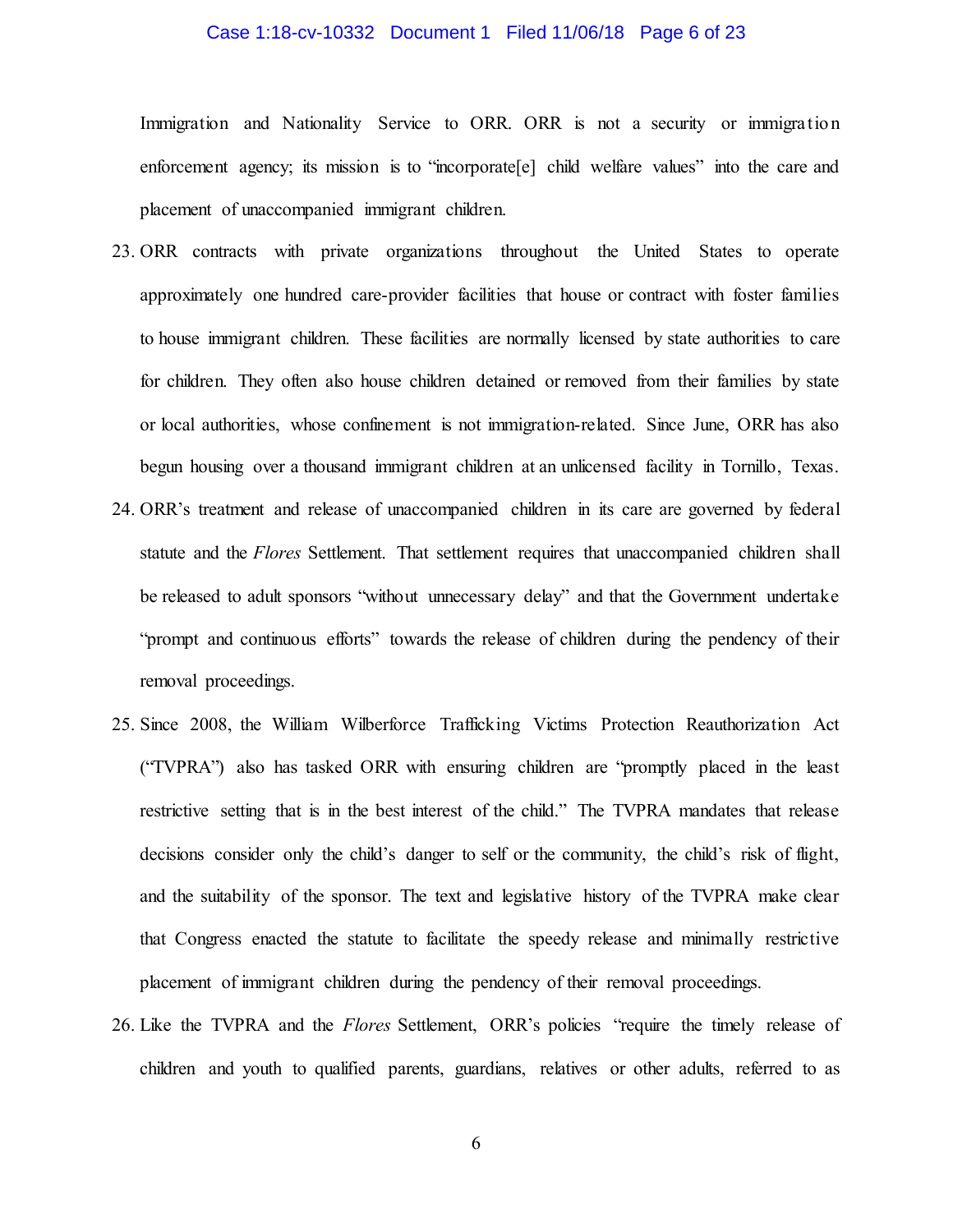Immigration and Nationality Service to ORR. ORR is not a security or immigration enforcement agency; its mission is to "incorporate[e] child welfare values" into the care and placement of unaccompanied immigrant children.

23. ORR contracts with private organizations throughout the United States to operate approximately one hundred care-provider facilities that house or contract with foster families to house immigrant children. These facilities are normally licensed by state authorities to care for children. They often also house children detained or removed from their families by state or local authorities, whose confinement is not immigration-related. Since June, ORR has also begun housing over a thousand immigrant children at an unlicensed facility in Tornillo, Texas.

24. ORR's treatment and release of unaccompanied children in its care are governed by federal statute and the *Flores* Settlement. That settlement requires that unaccompanied children shall be released to adult sponsors "without unnecessary delay" and that the Government undertake "prompt and continuous efforts" towards the release of children during the pendency of their removal proceedings.

25. Since 2008, the William Wilberforce Trafficking Victims Protection Reauthorization Act ("TVPRA") also has tasked ORR with ensuring children are "promptly placed in the least restrictive setting that is in the best interest of the child." The TVPRA mandates that release decisions consider only the child's danger to self or the community, the child's risk of flight, and the suitability of the sponsor. The text and legislative history of the TVPRA make clear that Congress enacted the statute to facilitate the speedy release and minimally restrictive placement of immigrant children during the pendency of their removal proceedings.

26. Like the TVPRA and the *Flores* Settlement, ORR's policies "require the timely release of children and youth to qualified parents, guardians, relatives or other adults, referred to as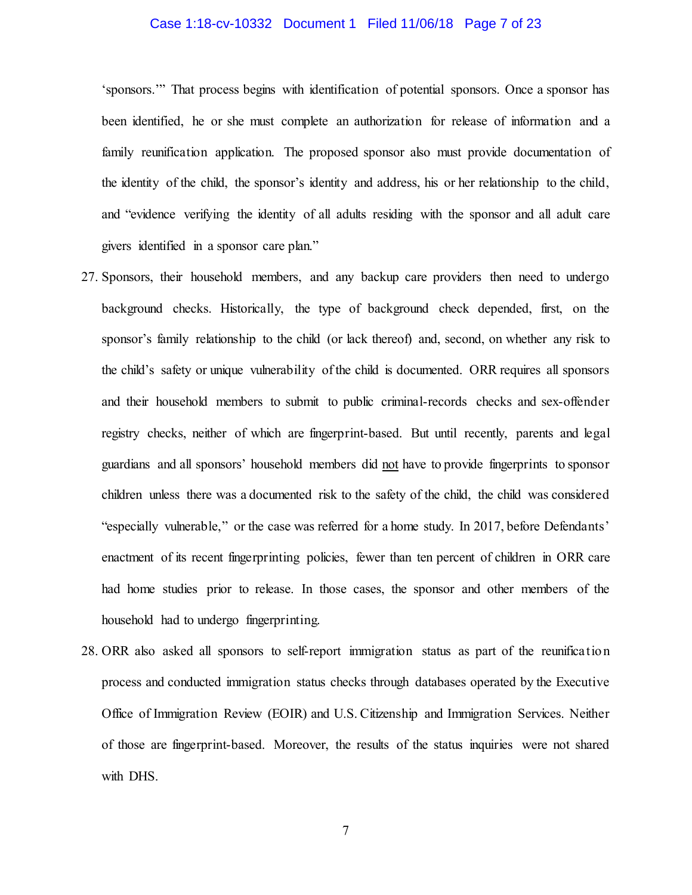'sponsors.'" That process begins with identification of potential sponsors. Once a sponsor has been identified, he or she must complete an authorization for release of information and a family reunification application. The proposed sponsor also must provide documentation of the identity of the child, the sponsor's identity and address, his or her relationship to the child, and "evidence verifying the identity of all adults residing with the sponsor and all adult care givers identified in a sponsor care plan."

27. Sponsors, their household members, and any backup care providers then need to undergo background checks. Historically, the type of background check depended, first, on the sponsor's family relationship to the child (or lack thereof) and, second, on whether any risk to the child's safety or unique vulnerability of the child is documented. ORR requires all sponsors and their household members to submit to public criminal-records checks and sex-offender registry checks, neither of which are fingerprint-based. But until recently, parents and legal guardians and all sponsors' household members did <u>not</u> have to provide fingerprints to sponsor children unless there was a documented risk to the safety of the child, the child was considered "especially vulnerable," or the case was referred for a home study. In 2017, before Defendants' enactment of its recent fingerprinting policies, fewer than ten percent of children in ORR care had home studies prior to release. In those cases, the sponsor and other members of the household had to undergo fingerprinting.

28. ORR also asked all sponsors to self-report immigration status as part of the reunification process and conducted immigration status checks through databases operated by the Executive Office of Immigration Review (EOIR) and U.S. Citizenship and Immigration Services. Neither of those are fingerprint-based. Moreover, the results of the status inquiries were not shared with DHS.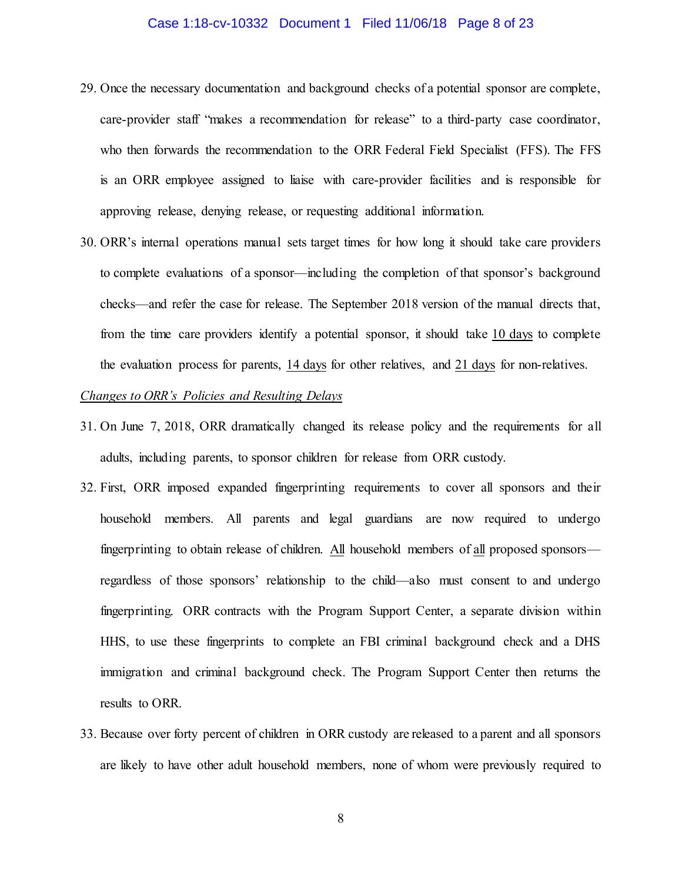29. Once the necessary documentation and background checks of a potential sponsor are complete, care-provider staff "makes a recommendation for release" to a third-party case coordinator, who then forwards the recommendation to the ORR Federal Field Specialist (FFS). The FFS is an ORR employee assigned to liaise with care-provider facilities and is responsible for approving release, denying release, or requesting additional information.

30. ORR's internal operations manual sets target times for how long it should take care providers to complete evaluations of a sponsor—including the completion of that sponsor's background checks—and refer the case for release. The September 2018 version of the manual directs that, from the time care providers identify a potential sponsor, it should take <u>10 days</u> to complete the evaluation process for parents, <u>14 days</u> for other relatives, and <u>21 days</u> for non-relatives.

*<u>Changes to ORR's Policies and Resulting Delays</u>*

31. On June 7, 2018, ORR dramatically changed its release policy and the requirements for all adults, including parents, to sponsor children for release from ORR custody.

32. First, ORR imposed expanded fingerprinting requirements to cover all sponsors and their household members. All parents and legal guardians are now required to undergo fingerprinting to obtain release of children. <u>All</u> household members of <u>all</u> proposed sponsors—regardless of those sponsors' relationship to the child—also must consent to and undergo fingerprinting. ORR contracts with the Program Support Center, a separate division within HHS, to use these fingerprints to complete an FBI criminal background check and a DHS immigration and criminal background check. The Program Support Center then returns the results to ORR.

33. Because over forty percent of children in ORR custody are released to a parent and all sponsors are likely to have other adult household members, none of whom were previously required to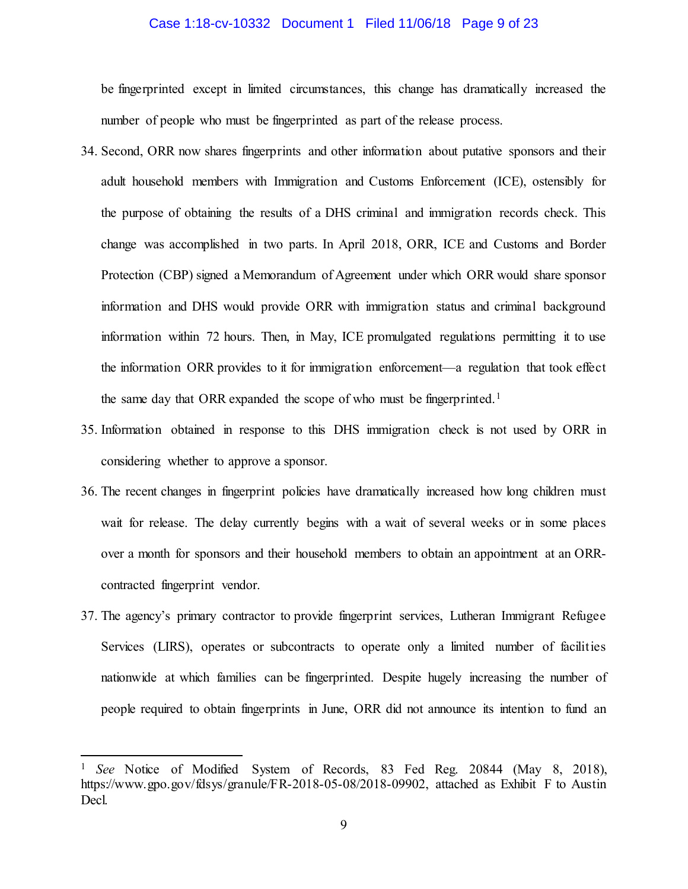be fingerprinted except in limited circumstances, this change has dramatically increased the number of people who must be fingerprinted as part of the release process.

34. Second, ORR now shares fingerprints and other information about putative sponsors and their adult household members with Immigration and Customs Enforcement (ICE), ostensibly for the purpose of obtaining the results of a DHS criminal and immigration records check. This change was accomplished in two parts. In April 2018, ORR, ICE and Customs and Border Protection (CBP) signed a Memorandum of Agreement under which ORR would share sponsor information and DHS would provide ORR with immigration status and criminal background information within 72 hours. Then, in May, ICE promulgated regulations permitting it to use the information ORR provides to it for immigration enforcement—a regulation that took effect the same day that ORR expanded the scope of who must be fingerprinted.[1]

35. Information obtained in response to this DHS immigration check is not used by ORR in considering whether to approve a sponsor.

36. The recent changes in fingerprint policies have dramatically increased how long children must wait for release. The delay currently begins with a wait of several weeks or in some places over a month for sponsors and their household members to obtain an appointment at an ORR-contracted fingerprint vendor.

37. The agency's primary contractor to provide fingerprint services, Lutheran Immigrant Refugee Services (LIRS), operates or subcontracts to operate only a limited number of facilities nationwide at which families can be fingerprinted. Despite hugely increasing the number of people required to obtain fingerprints in June, ORR did not announce its intention to fund an

---

[1] *See* Notice of Modified System of Records, 83 Fed Reg. 20844 (May 8, 2018), https://www.gpo.gov/fdsys/granule/FR-2018-05-08/2018-09902, attached as Exhibit F to Austin Decl.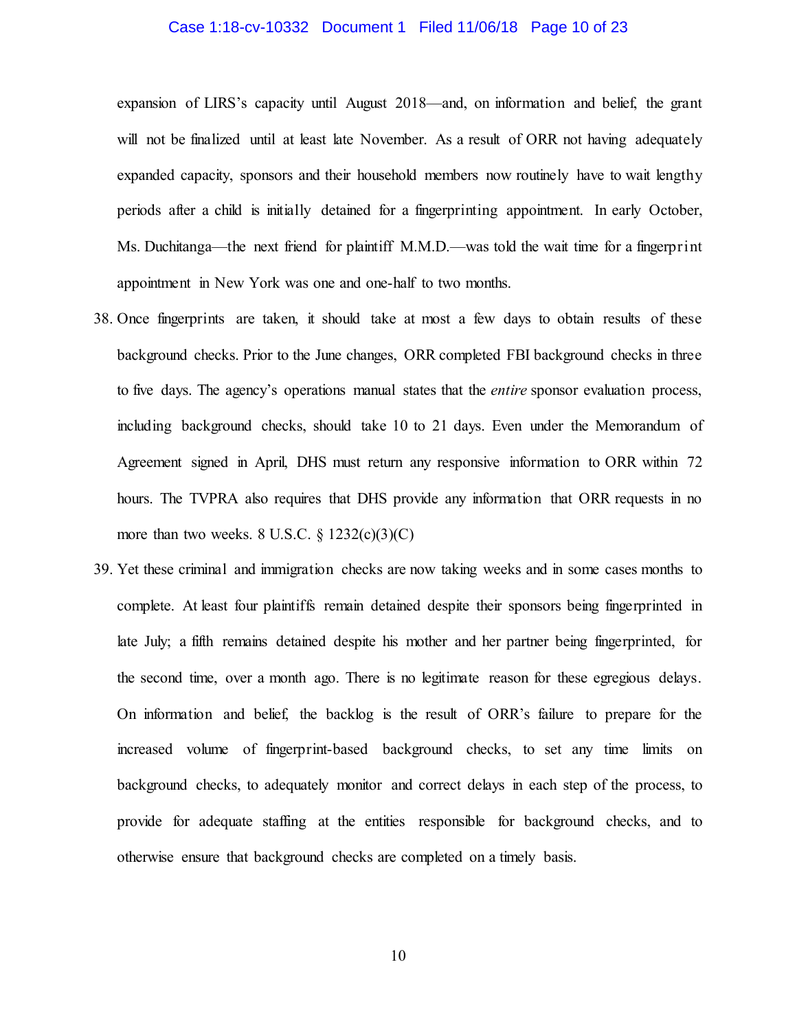expansion of LIRS's capacity until August 2018—and, on information and belief, the grant will not be finalized until at least late November. As a result of ORR not having adequately expanded capacity, sponsors and their household members now routinely have to wait lengthy periods after a child is initially detained for a fingerprinting appointment. In early October, Ms. Duchitanga—the next friend for plaintiff M.M.D.—was told the wait time for a fingerprint appointment in New York was one and one-half to two months.

38. Once fingerprints are taken, it should take at most a few days to obtain results of these background checks. Prior to the June changes, ORR completed FBI background checks in three to five days. The agency's operations manual states that the *entire* sponsor evaluation process, including background checks, should take 10 to 21 days. Even under the Memorandum of Agreement signed in April, DHS must return any responsive information to ORR within 72 hours. The TVPRA also requires that DHS provide any information that ORR requests in no more than two weeks. 8 U.S.C. § 1232(c)(3)(C)

39. Yet these criminal and immigration checks are now taking weeks and in some cases months to complete. At least four plaintiffs remain detained despite their sponsors being fingerprinted in late July; a fifth remains detained despite his mother and her partner being fingerprinted, for the second time, over a month ago. There is no legitimate reason for these egregious delays. On information and belief, the backlog is the result of ORR's failure to prepare for the increased volume of fingerprint-based background checks, to set any time limits on background checks, to adequately monitor and correct delays in each step of the process, to provide for adequate staffing at the entities responsible for background checks, and to otherwise ensure that background checks are completed on a timely basis.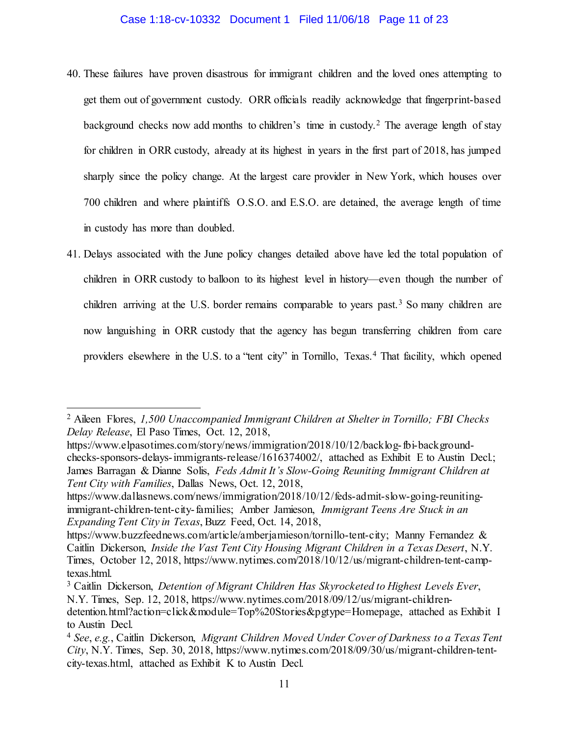40. These failures have proven disastrous for immigrant children and the loved ones attempting to get them out of government custody. ORR officials readily acknowledge that fingerprint-based background checks now add months to children's time in custody.[2] The average length of stay for children in ORR custody, already at its highest in years in the first part of 2018, has jumped sharply since the policy change. At the largest care provider in New York, which houses over 700 children and where plaintiffs O.S.O. and E.S.O. are detained, the average length of time in custody has more than doubled.

41. Delays associated with the June policy changes detailed above have led the total population of children in ORR custody to balloon to its highest level in history—even though the number of children arriving at the U.S. border remains comparable to years past.[3] So many children are now languishing in ORR custody that the agency has begun transferring children from care providers elsewhere in the U.S. to a "tent city" in Tornillo, Texas.[4] That facility, which opened

---

[2] Aileen Flores, *1,500 Unaccompanied Immigrant Children at Shelter in Tornillo; FBI Checks Delay Release*, El Paso Times, Oct. 12, 2018, https://www.elpasotimes.com/story/news/immigration/2018/10/12/backlog-fbi-background-checks-sponsors-delays-immigrants-release/1616374002/, attached as Exhibit E to Austin Decl.; James Barragan & Dianne Solis, *Feds Admit It's Slow-Going Reuniting Immigrant Children at Tent City with Families*, Dallas News, Oct. 12, 2018, https://www.dallasnews.com/news/immigration/2018/10/12/feds-admit-slow-going-reuniting-immigrant-children-tent-city-families; Amber Jamieson, *Immigrant Teens Are Stuck in an Expanding Tent City in Texas*, Buzz Feed, Oct. 14, 2018, https://www.buzzfeednews.com/article/amberjamieson/tornillo-tent-city; Manny Fernandez & Caitlin Dickerson, *Inside the Vast Tent City Housing Migrant Children in a Texas Desert*, N.Y. Times, October 12, 2018, https://www.nytimes.com/2018/10/12/us/migrant-children-tent-camp-texas.html.

[3] Caitlin Dickerson, *Detention of Migrant Children Has Skyrocketed to Highest Levels Ever*, N.Y. Times, Sep. 12, 2018, https://www.nytimes.com/2018/09/12/us/migrant-children-detention.html?action=click&module=Top%20Stories&pgtype=Homepage, attached as Exhibit I to Austin Decl.

[4] *See*, *e.g.*, Caitlin Dickerson, *Migrant Children Moved Under Cover of Darkness to a Texas Tent City*, N.Y. Times, Sep. 30, 2018, https://www.nytimes.com/2018/09/30/us/migrant-children-tent-city-texas.html, attached as Exhibit K to Austin Decl.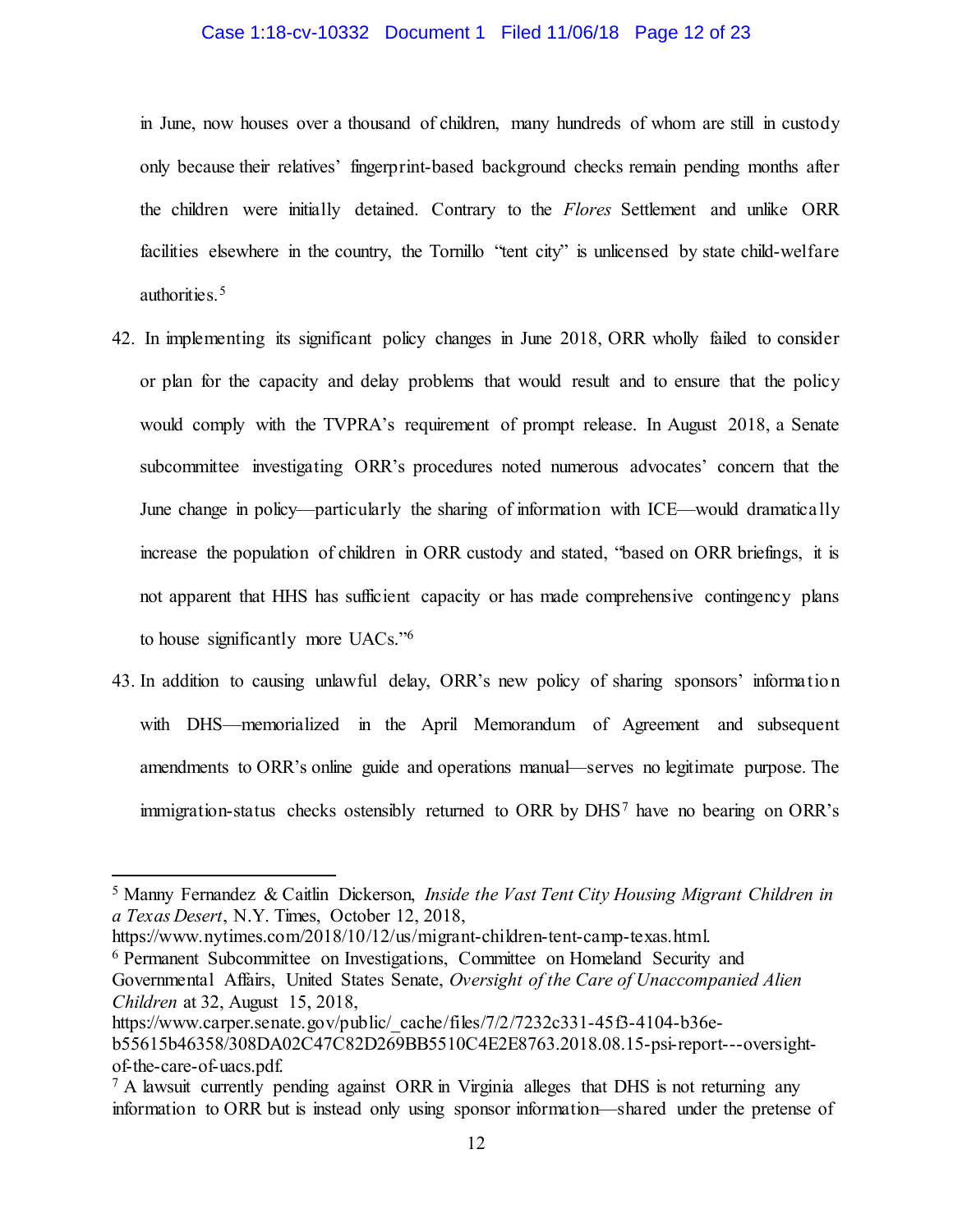in June, now houses over a thousand of children, many hundreds of whom are still in custody only because their relatives' fingerprint-based background checks remain pending months after the children were initially detained. Contrary to the *Flores* Settlement and unlike ORR facilities elsewhere in the country, the Tornillo "tent city" is unlicensed by state child-welfare authorities.[5]

42. In implementing its significant policy changes in June 2018, ORR wholly failed to consider or plan for the capacity and delay problems that would result and to ensure that the policy would comply with the TVPRA's requirement of prompt release. In August 2018, a Senate subcommittee investigating ORR's procedures noted numerous advocates' concern that the June change in policy—particularly the sharing of information with ICE—would dramatically increase the population of children in ORR custody and stated, "based on ORR briefings, it is not apparent that HHS has sufficient capacity or has made comprehensive contingency plans to house significantly more UACs."[6]

43. In addition to causing unlawful delay, ORR's new policy of sharing sponsors' information with DHS—memorialized in the April Memorandum of Agreement and subsequent amendments to ORR's online guide and operations manual—serves no legitimate purpose. The immigration-status checks ostensibly returned to ORR by DHS[7] have no bearing on ORR's

---

[5] Manny Fernandez & Caitlin Dickerson, *Inside the Vast Tent City Housing Migrant Children in a Texas Desert*, N.Y. Times, October 12, 2018, https://www.nytimes.com/2018/10/12/us/migrant-children-tent-camp-texas.html.

[6] Permanent Subcommittee on Investigations, Committee on Homeland Security and Governmental Affairs, United States Senate, *Oversight of the Care of Unaccompanied Alien Children* at 32, August 15, 2018, https://www.carper.senate.gov/public/_cache/files/7/2/7232c331-45f3-4104-b36e-b55615b46358/308DA02C47C82D269BB5510C4E2E8763.2018.08.15-psi-report---oversight-of-the-care-of-uacs.pdf.

[7] A lawsuit currently pending against ORR in Virginia alleges that DHS is not returning any information to ORR but is instead only using sponsor information—shared under the pretense of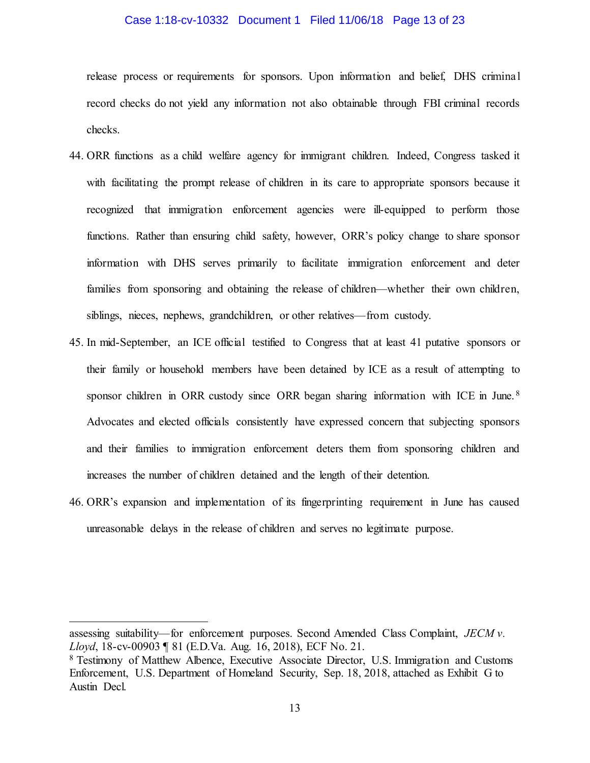release process or requirements for sponsors. Upon information and belief, DHS criminal record checks do not yield any information not also obtainable through FBI criminal records checks.

44. ORR functions as a child welfare agency for immigrant children. Indeed, Congress tasked it with facilitating the prompt release of children in its care to appropriate sponsors because it recognized that immigration enforcement agencies were ill-equipped to perform those functions. Rather than ensuring child safety, however, ORR's policy change to share sponsor information with DHS serves primarily to facilitate immigration enforcement and deter families from sponsoring and obtaining the release of children—whether their own children, siblings, nieces, nephews, grandchildren, or other relatives—from custody.

45. In mid-September, an ICE official testified to Congress that at least 41 putative sponsors or their family or household members have been detained by ICE as a result of attempting to sponsor children in ORR custody since ORR began sharing information with ICE in June.[8] Advocates and elected officials consistently have expressed concern that subjecting sponsors and their families to immigration enforcement deters them from sponsoring children and increases the number of children detained and the length of their detention.

46. ORR's expansion and implementation of its fingerprinting requirement in June has caused unreasonable delays in the release of children and serves no legitimate purpose.

---

assessing suitability—for enforcement purposes. Second Amended Class Complaint, *JECM v. Lloyd*, 18-cv-00903 ¶ 81 (E.D.Va. Aug. 16, 2018), ECF No. 21.

[8] Testimony of Matthew Albence, Executive Associate Director, U.S. Immigration and Customs Enforcement, U.S. Department of Homeland Security, Sep. 18, 2018, attached as Exhibit G to Austin Decl.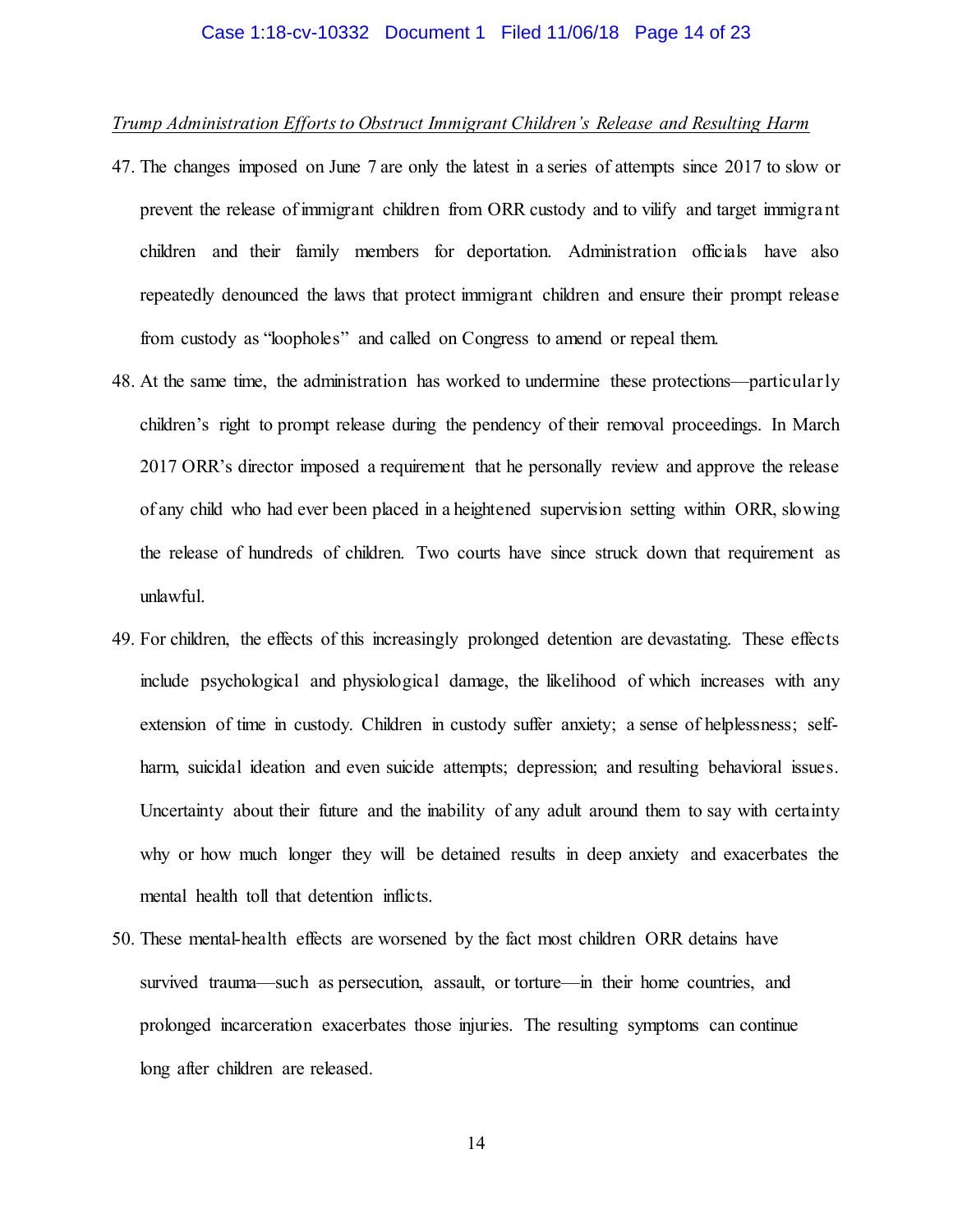*Trump Administration Efforts to Obstruct Immigrant Children's Release and Resulting Harm*

47. The changes imposed on June 7 are only the latest in a series of attempts since 2017 to slow or prevent the release of immigrant children from ORR custody and to vilify and target immigrant children and their family members for deportation. Administration officials have also repeatedly denounced the laws that protect immigrant children and ensure their prompt release from custody as "loopholes" and called on Congress to amend or repeal them.

48. At the same time, the administration has worked to undermine these protections—particularly children's right to prompt release during the pendency of their removal proceedings. In March 2017 ORR's director imposed a requirement that he personally review and approve the release of any child who had ever been placed in a heightened supervision setting within ORR, slowing the release of hundreds of children. Two courts have since struck down that requirement as unlawful.

49. For children, the effects of this increasingly prolonged detention are devastating. These effects include psychological and physiological damage, the likelihood of which increases with any extension of time in custody. Children in custody suffer anxiety; a sense of helplessness; self-harm, suicidal ideation and even suicide attempts; depression; and resulting behavioral issues. Uncertainty about their future and the inability of any adult around them to say with certainty why or how much longer they will be detained results in deep anxiety and exacerbates the mental health toll that detention inflicts.

50. These mental-health effects are worsened by the fact most children ORR detains have survived trauma—such as persecution, assault, or torture—in their home countries, and prolonged incarceration exacerbates those injuries. The resulting symptoms can continue long after children are released.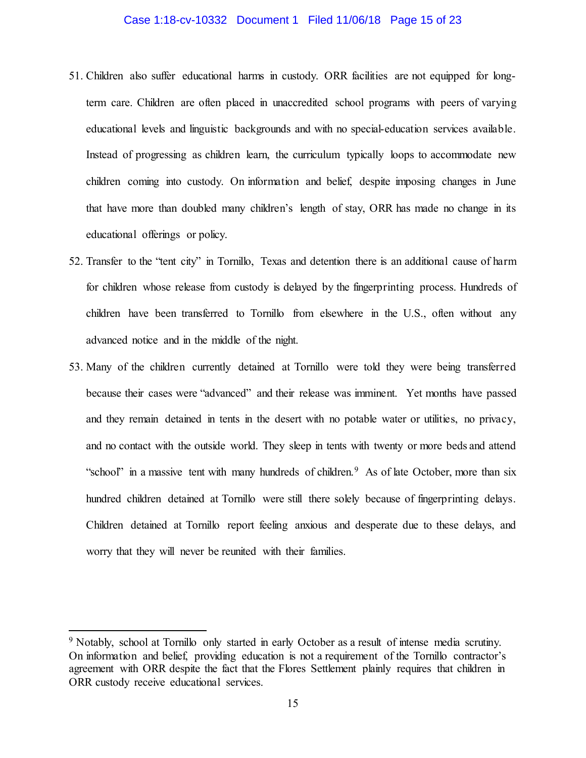51. Children also suffer educational harms in custody. ORR facilities are not equipped for long-term care. Children are often placed in unaccredited school programs with peers of varying educational levels and linguistic backgrounds and with no special-education services available. Instead of progressing as children learn, the curriculum typically loops to accommodate new children coming into custody. On information and belief, despite imposing changes in June that have more than doubled many children's length of stay, ORR has made no change in its educational offerings or policy.

52. Transfer to the "tent city" in Tornillo, Texas and detention there is an additional cause of harm for children whose release from custody is delayed by the fingerprinting process. Hundreds of children have been transferred to Tornillo from elsewhere in the U.S., often without any advanced notice and in the middle of the night.

53. Many of the children currently detained at Tornillo were told they were being transferred because their cases were "advanced" and their release was imminent. Yet months have passed and they remain detained in tents in the desert with no potable water or utilities, no privacy, and no contact with the outside world. They sleep in tents with twenty or more beds and attend "school" in a massive tent with many hundreds of children.[9] As of late October, more than six hundred children detained at Tornillo were still there solely because of fingerprinting delays. Children detained at Tornillo report feeling anxious and desperate due to these delays, and worry that they will never be reunited with their families.

---

[9] Notably, school at Tornillo only started in early October as a result of intense media scrutiny. On information and belief, providing education is not a requirement of the Tornillo contractor's agreement with ORR despite the fact that the Flores Settlement plainly requires that children in ORR custody receive educational services.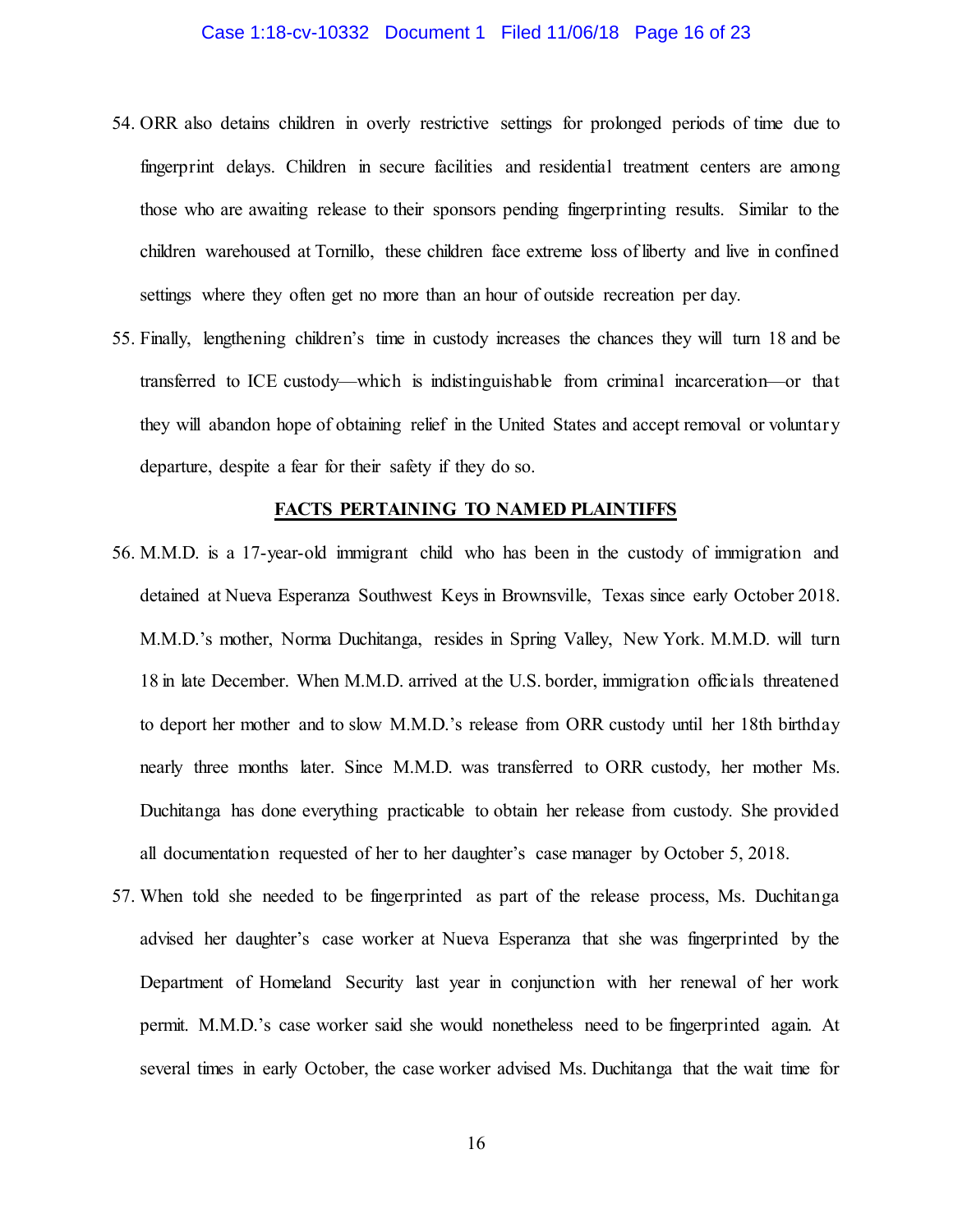54. ORR also detains children in overly restrictive settings for prolonged periods of time due to fingerprint delays. Children in secure facilities and residential treatment centers are among those who are awaiting release to their sponsors pending fingerprinting results. Similar to the children warehoused at Tornillo, these children face extreme loss of liberty and live in confined settings where they often get no more than an hour of outside recreation per day.

55. Finally, lengthening children's time in custody increases the chances they will turn 18 and be transferred to ICE custody—which is indistinguishable from criminal incarceration—or that they will abandon hope of obtaining relief in the United States and accept removal or voluntary departure, despite a fear for their safety if they do so.

## FACTS PERTAINING TO NAMED PLAINTIFFS

56. M.M.D. is a 17-year-old immigrant child who has been in the custody of immigration and detained at Nueva Esperanza Southwest Keys in Brownsville, Texas since early October 2018. M.M.D.'s mother, Norma Duchitanga, resides in Spring Valley, New York. M.M.D. will turn 18 in late December. When M.M.D. arrived at the U.S. border, immigration officials threatened to deport her mother and to slow M.M.D.'s release from ORR custody until her 18th birthday nearly three months later. Since M.M.D. was transferred to ORR custody, her mother Ms. Duchitanga has done everything practicable to obtain her release from custody. She provided all documentation requested of her to her daughter's case manager by October 5, 2018.

57. When told she needed to be fingerprinted as part of the release process, Ms. Duchitanga advised her daughter's case worker at Nueva Esperanza that she was fingerprinted by the Department of Homeland Security last year in conjunction with her renewal of her work permit. M.M.D.'s case worker said she would nonetheless need to be fingerprinted again. At several times in early October, the case worker advised Ms. Duchitanga that the wait time for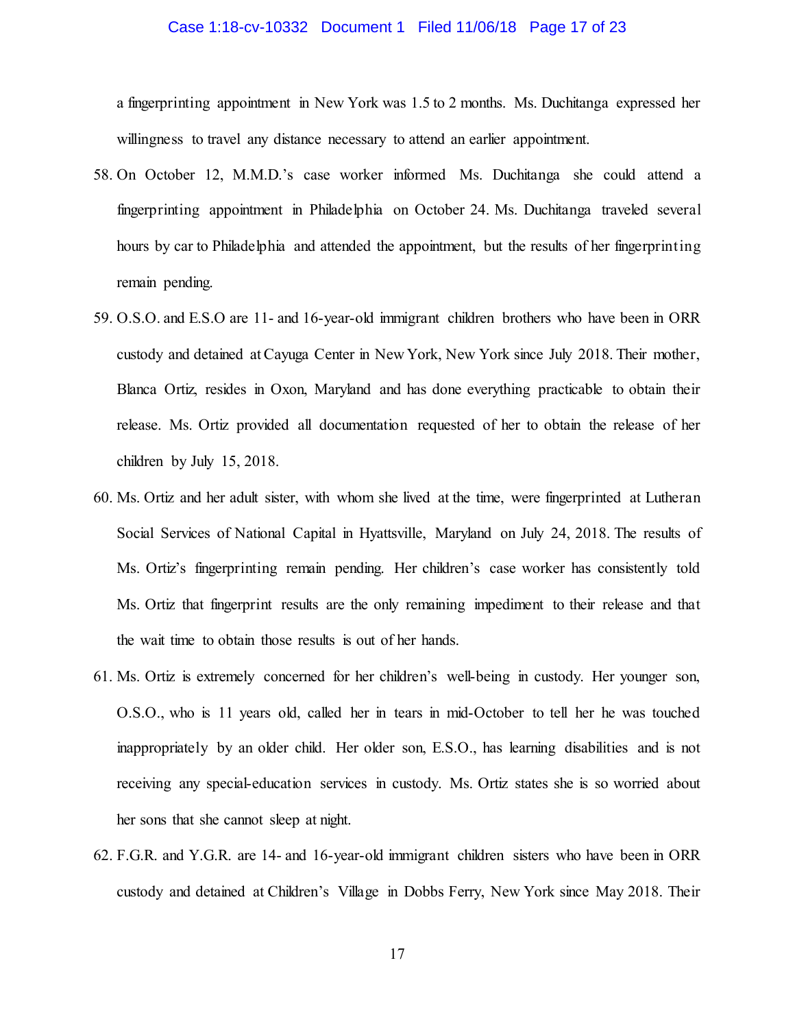a fingerprinting appointment in New York was 1.5 to 2 months. Ms. Duchitanga expressed her willingness to travel any distance necessary to attend an earlier appointment.

58. On October 12, M.M.D.'s case worker informed Ms. Duchitanga she could attend a fingerprinting appointment in Philadelphia on October 24. Ms. Duchitanga traveled several hours by car to Philadelphia and attended the appointment, but the results of her fingerprinting remain pending.

59. O.S.O. and E.S.O are 11- and 16-year-old immigrant children brothers who have been in ORR custody and detained at Cayuga Center in New York, New York since July 2018. Their mother, Blanca Ortiz, resides in Oxon, Maryland and has done everything practicable to obtain their release. Ms. Ortiz provided all documentation requested of her to obtain the release of her children by July 15, 2018.

60. Ms. Ortiz and her adult sister, with whom she lived at the time, were fingerprinted at Lutheran Social Services of National Capital in Hyattsville, Maryland on July 24, 2018. The results of Ms. Ortiz's fingerprinting remain pending. Her children's case worker has consistently told Ms. Ortiz that fingerprint results are the only remaining impediment to their release and that the wait time to obtain those results is out of her hands.

61. Ms. Ortiz is extremely concerned for her children's well-being in custody. Her younger son, O.S.O., who is 11 years old, called her in tears in mid-October to tell her he was touched inappropriately by an older child. Her older son, E.S.O., has learning disabilities and is not receiving any special-education services in custody. Ms. Ortiz states she is so worried about her sons that she cannot sleep at night.

62. F.G.R. and Y.G.R. are 14- and 16-year-old immigrant children sisters who have been in ORR custody and detained at Children's Village in Dobbs Ferry, New York since May 2018. Their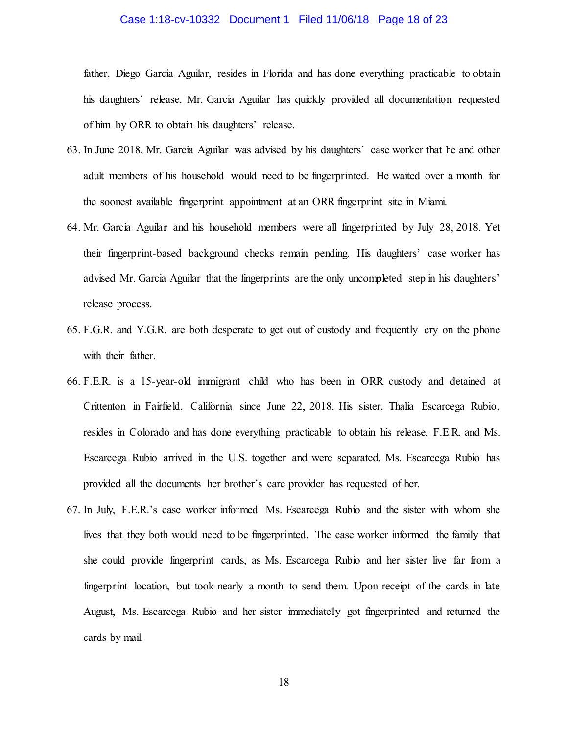father, Diego Garcia Aguilar, resides in Florida and has done everything practicable to obtain his daughters' release. Mr. Garcia Aguilar has quickly provided all documentation requested of him by ORR to obtain his daughters' release.

63. In June 2018, Mr. Garcia Aguilar was advised by his daughters' case worker that he and other adult members of his household would need to be fingerprinted. He waited over a month for the soonest available fingerprint appointment at an ORR fingerprint site in Miami.

64. Mr. Garcia Aguilar and his household members were all fingerprinted by July 28, 2018. Yet their fingerprint-based background checks remain pending. His daughters' case worker has advised Mr. Garcia Aguilar that the fingerprints are the only uncompleted step in his daughters' release process.

65. F.G.R. and Y.G.R. are both desperate to get out of custody and frequently cry on the phone with their father.

66. F.E.R. is a 15-year-old immigrant child who has been in ORR custody and detained at Crittenton in Fairfield, California since June 22, 2018. His sister, Thalia Escarcega Rubio, resides in Colorado and has done everything practicable to obtain his release. F.E.R. and Ms. Escarcega Rubio arrived in the U.S. together and were separated. Ms. Escarcega Rubio has provided all the documents her brother's care provider has requested of her.

67. In July, F.E.R.'s case worker informed Ms. Escarcega Rubio and the sister with whom she lives that they both would need to be fingerprinted. The case worker informed the family that she could provide fingerprint cards, as Ms. Escarcega Rubio and her sister live far from a fingerprint location, but took nearly a month to send them. Upon receipt of the cards in late August, Ms. Escarcega Rubio and her sister immediately got fingerprinted and returned the cards by mail.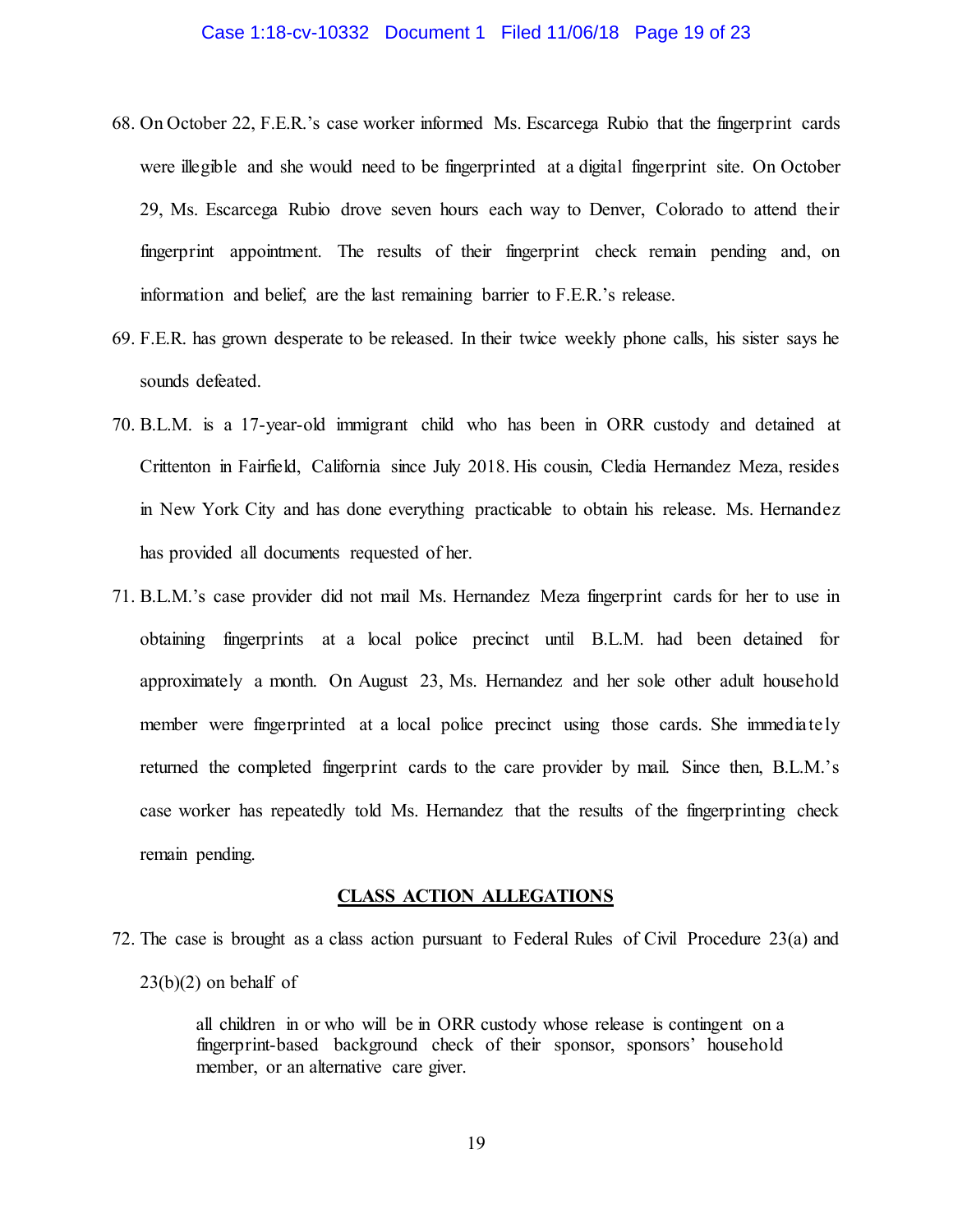68. On October 22, F.E.R.'s case worker informed Ms. Escarcega Rubio that the fingerprint cards were illegible and she would need to be fingerprinted at a digital fingerprint site. On October 29, Ms. Escarcega Rubio drove seven hours each way to Denver, Colorado to attend their fingerprint appointment. The results of their fingerprint check remain pending and, on information and belief, are the last remaining barrier to F.E.R.'s release.

69. F.E.R. has grown desperate to be released. In their twice weekly phone calls, his sister says he sounds defeated.

70. B.L.M. is a 17-year-old immigrant child who has been in ORR custody and detained at Crittenton in Fairfield, California since July 2018. His cousin, Cledia Hernandez Meza, resides in New York City and has done everything practicable to obtain his release. Ms. Hernandez has provided all documents requested of her.

71. B.L.M.'s case provider did not mail Ms. Hernandez Meza fingerprint cards for her to use in obtaining fingerprints at a local police precinct until B.L.M. had been detained for approximately a month. On August 23, Ms. Hernandez and her sole other adult household member were fingerprinted at a local police precinct using those cards. She immediately returned the completed fingerprint cards to the care provider by mail. Since then, B.L.M.'s case worker has repeatedly told Ms. Hernandez that the results of the fingerprinting check remain pending.

## CLASS ACTION ALLEGATIONS

72. The case is brought as a class action pursuant to Federal Rules of Civil Procedure 23(a) and 23(b)(2) on behalf of

> all children in or who will be in ORR custody whose release is contingent on a fingerprint-based background check of their sponsor, sponsors' household member, or an alternative care giver.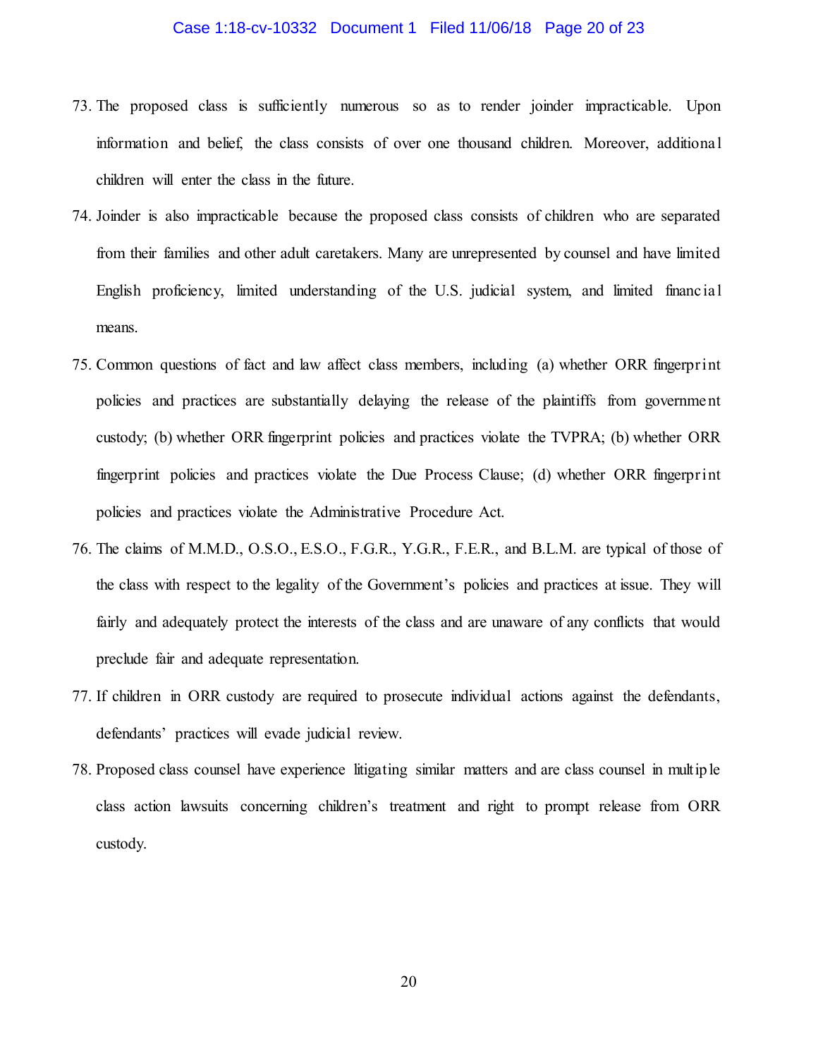73. The proposed class is sufficiently numerous so as to render joinder impracticable. Upon information and belief, the class consists of over one thousand children. Moreover, additional children will enter the class in the future.

74. Joinder is also impracticable because the proposed class consists of children who are separated from their families and other adult caretakers. Many are unrepresented by counsel and have limited English proficiency, limited understanding of the U.S. judicial system, and limited financial means.

75. Common questions of fact and law affect class members, including (a) whether ORR fingerprint policies and practices are substantially delaying the release of the plaintiffs from government custody; (b) whether ORR fingerprint policies and practices violate the TVPRA; (b) whether ORR fingerprint policies and practices violate the Due Process Clause; (d) whether ORR fingerprint policies and practices violate the Administrative Procedure Act.

76. The claims of M.M.D., O.S.O., E.S.O., F.G.R., Y.G.R., F.E.R., and B.L.M. are typical of those of the class with respect to the legality of the Government's policies and practices at issue. They will fairly and adequately protect the interests of the class and are unaware of any conflicts that would preclude fair and adequate representation.

77. If children in ORR custody are required to prosecute individual actions against the defendants, defendants' practices will evade judicial review.

78. Proposed class counsel have experience litigating similar matters and are class counsel in multiple class action lawsuits concerning children's treatment and right to prompt release from ORR custody.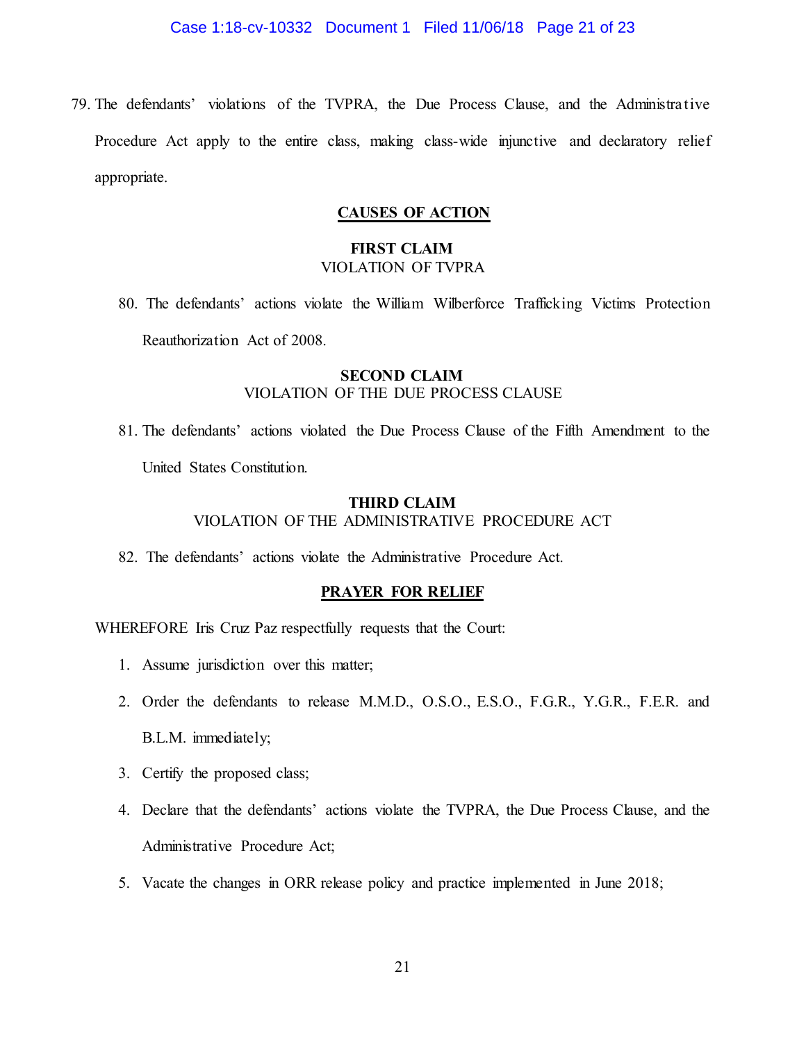79. The defendants' violations of the TVPRA, the Due Process Clause, and the Administrative Procedure Act apply to the entire class, making class-wide injunctive and declaratory relief appropriate.

## CAUSES OF ACTION

**FIRST CLAIM**
VIOLATION OF TVPRA

80. The defendants' actions violate the William Wilberforce Trafficking Victims Protection Reauthorization Act of 2008.

**SECOND CLAIM**
VIOLATION OF THE DUE PROCESS CLAUSE

81. The defendants' actions violated the Due Process Clause of the Fifth Amendment to the United States Constitution.

**THIRD CLAIM**
VIOLATION OF THE ADMINISTRATIVE PROCEDURE ACT

82. The defendants' actions violate the Administrative Procedure Act.

## PRAYER FOR RELIEF

WHEREFORE Iris Cruz Paz respectfully requests that the Court:

1. Assume jurisdiction over this matter;
2. Order the defendants to release M.M.D., O.S.O., E.S.O., F.G.R., Y.G.R., F.E.R. and B.L.M. immediately;
3. Certify the proposed class;
4. Declare that the defendants' actions violate the TVPRA, the Due Process Clause, and the Administrative Procedure Act;
5. Vacate the changes in ORR release policy and practice implemented in June 2018;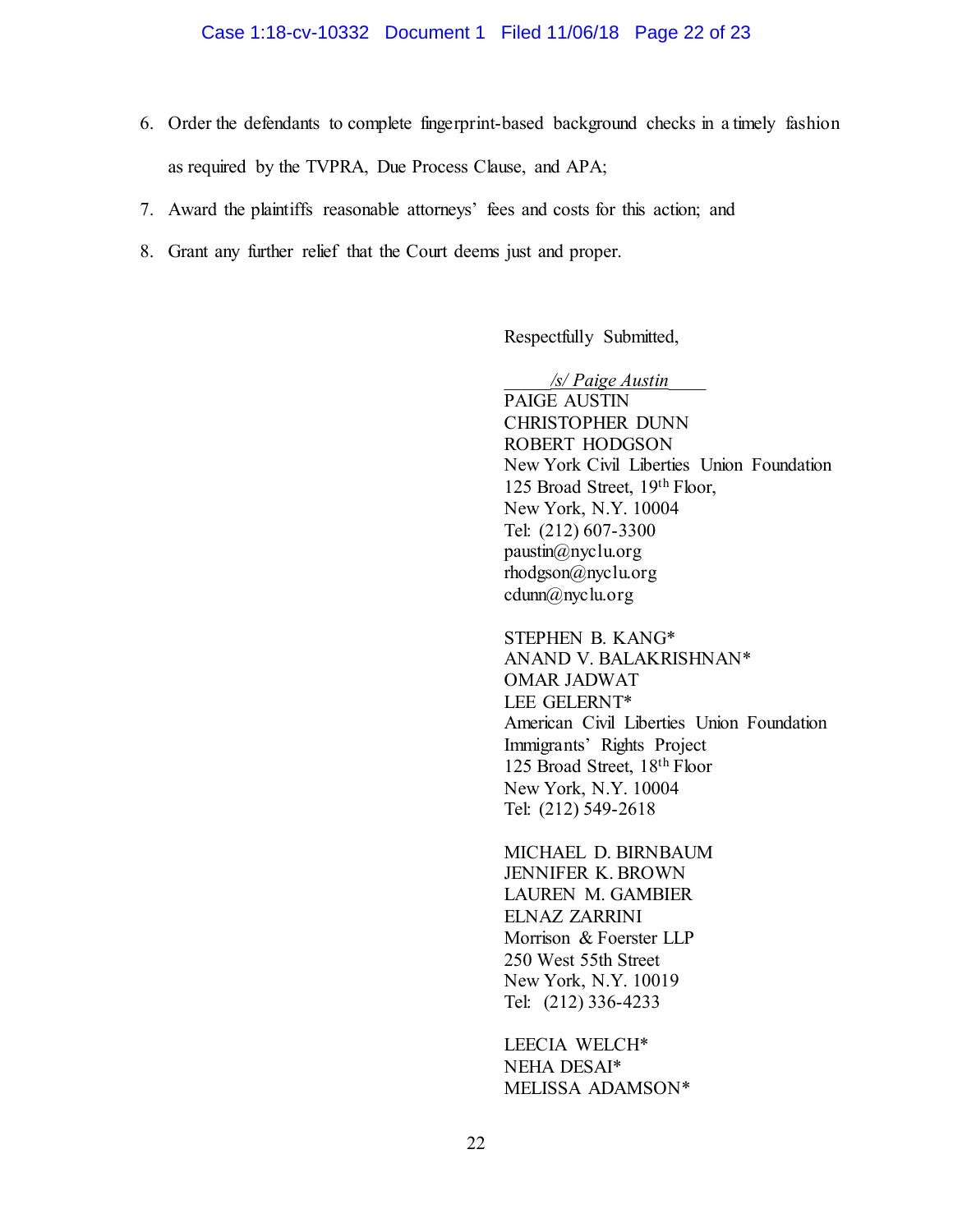6. Order the defendants to complete fingerprint-based background checks in a timely fashion as required by the TVPRA, Due Process Clause, and APA;
7. Award the plaintiffs reasonable attorneys' fees and costs for this action; and
8. Grant any further relief that the Court deems just and proper.

Respectfully Submitted,

*/s/ Paige Austin*
PAIGE AUSTIN
CHRISTOPHER DUNN
ROBERT HODGSON
New York Civil Liberties Union Foundation
125 Broad Street, 19th Floor,
New York, N.Y. 10004
Tel: (212) 607-3300
paustin@nyclu.org
rhodgson@nyclu.org
cdunn@nyclu.org

STEPHEN B. KANG*
ANAND V. BALAKRISHNAN*
OMAR JADWAT
LEE GELERNT*
American Civil Liberties Union Foundation
Immigrants' Rights Project
125 Broad Street, 18th Floor
New York, N.Y. 10004
Tel: (212) 549-2618

MICHAEL D. BIRNBAUM
JENNIFER K. BROWN
LAUREN M. GAMBIER
ELNAZ ZARRINI
Morrison & Foerster LLP
250 West 55th Street
New York, N.Y. 10019
Tel: (212) 336-4233

LEECIA WELCH*
NEHA DESAI*
MELISSA ADAMSON*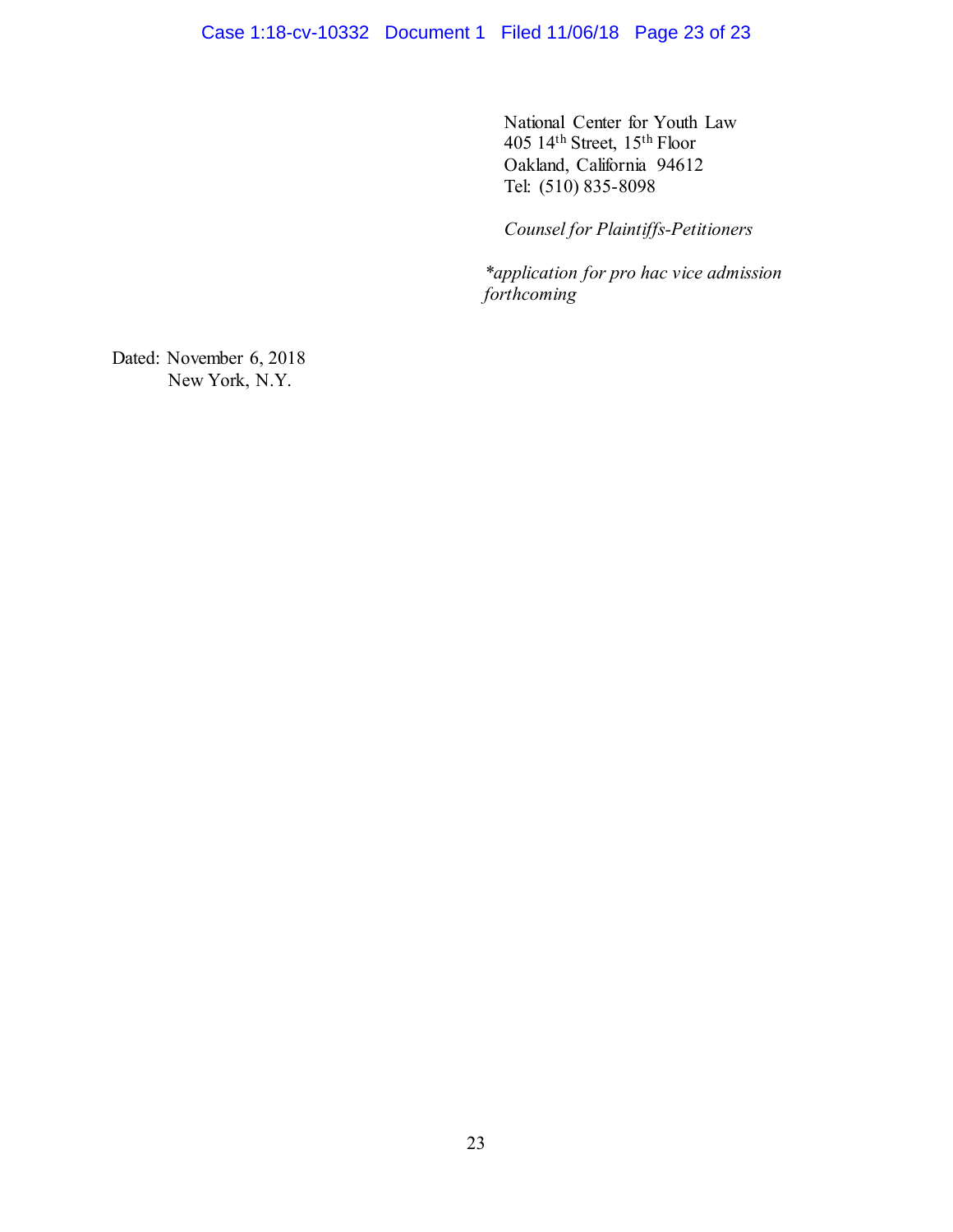National Center for Youth Law
405 14th Street, 15th Floor
Oakland, California 94612
Tel: (510) 835-8098

*Counsel for Plaintiffs-Petitioners*

**application for pro hac vice admission forthcoming*

Dated: November 6, 2018
New York, N.Y.